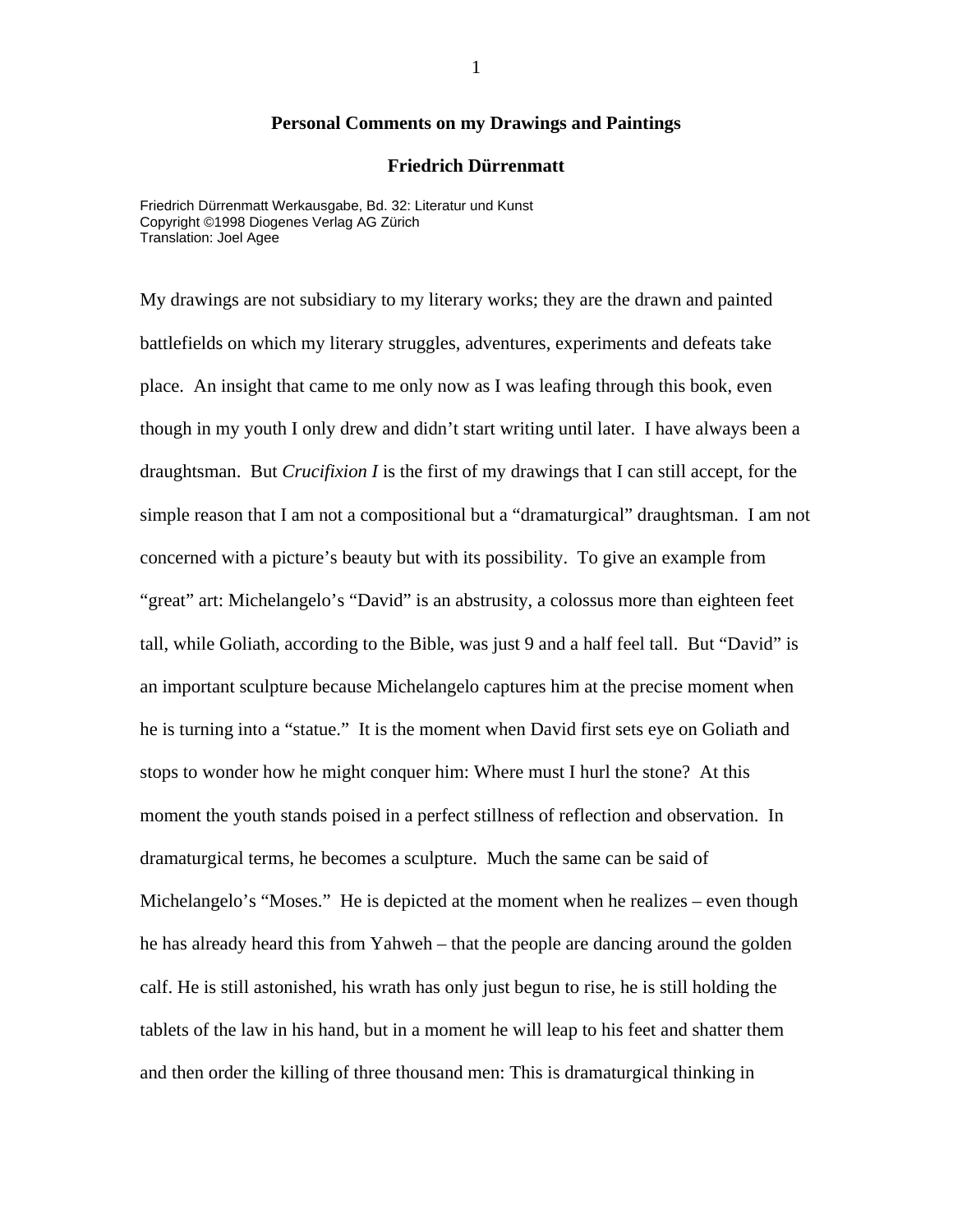# Personal Comments on my Drawings and Paintings

## Friedrich Dürrenmatt

Friedrich Dürrenmatt Werkausgabe, Bd. 32: Literatur und Kunst
Copyright ©1998 Diogenes Verlag AG Zürich
Translation: Joel Agee

My drawings are not subsidiary to my literary works; they are the drawn and painted battlefields on which my literary struggles, adventures, experiments and defeats take place. An insight that came to me only now as I was leafing through this book, even though in my youth I only drew and didn't start writing until later. I have always been a draughtsman. But *Crucifixion I* is the first of my drawings that I can still accept, for the simple reason that I am not a compositional but a "dramaturgical" draughtsman. I am not concerned with a picture's beauty but with its possibility. To give an example from "great" art: Michelangelo's "David" is an abstrusity, a colossus more than eighteen feet tall, while Goliath, according to the Bible, was just 9 and a half feel tall. But "David" is an important sculpture because Michelangelo captures him at the precise moment when he is turning into a "statue." It is the moment when David first sets eye on Goliath and stops to wonder how he might conquer him: Where must I hurl the stone? At this moment the youth stands poised in a perfect stillness of reflection and observation. In dramaturgical terms, he becomes a sculpture. Much the same can be said of Michelangelo's "Moses." He is depicted at the moment when he realizes – even though he has already heard this from Yahweh – that the people are dancing around the golden calf. He is still astonished, his wrath has only just begun to rise, he is still holding the tablets of the law in his hand, but in a moment he will leap to his feet and shatter them and then order the killing of three thousand men: This is dramaturgical thinking in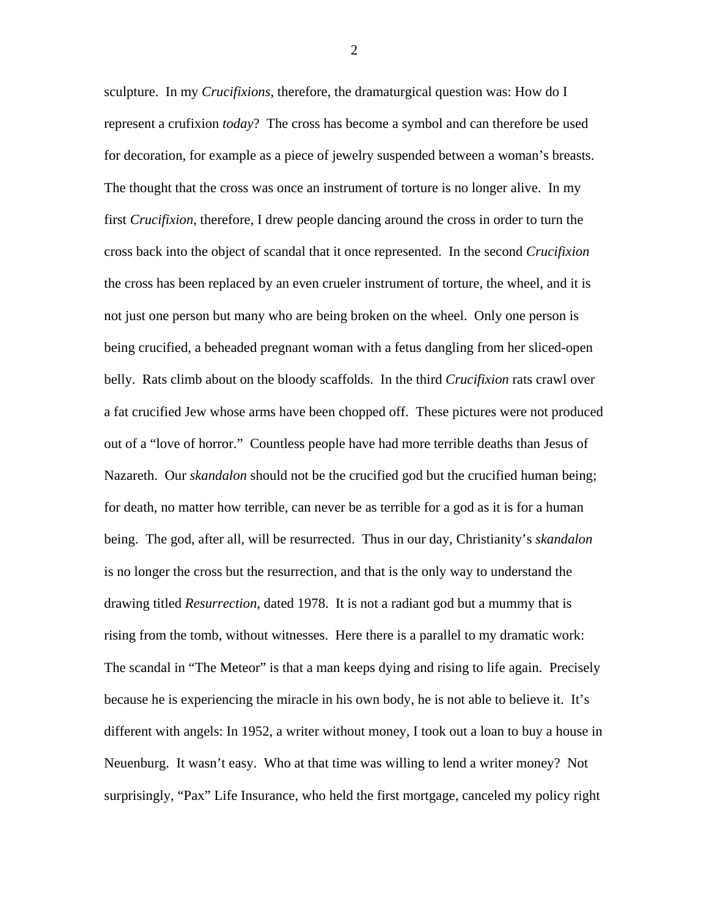sculpture. In my *Crucifixions*, therefore, the dramaturgical question was: How do I represent a crufixion *today*? The cross has become a symbol and can therefore be used for decoration, for example as a piece of jewelry suspended between a woman's breasts. The thought that the cross was once an instrument of torture is no longer alive. In my first *Crucifixion*, therefore, I drew people dancing around the cross in order to turn the cross back into the object of scandal that it once represented. In the second *Crucifixion* the cross has been replaced by an even crueler instrument of torture, the wheel, and it is not just one person but many who are being broken on the wheel. Only one person is being crucified, a beheaded pregnant woman with a fetus dangling from her sliced-open belly. Rats climb about on the bloody scaffolds. In the third *Crucifixion* rats crawl over a fat crucified Jew whose arms have been chopped off. These pictures were not produced out of a "love of horror." Countless people have had more terrible deaths than Jesus of Nazareth. Our *skandalon* should not be the crucified god but the crucified human being; for death, no matter how terrible, can never be as terrible for a god as it is for a human being. The god, after all, will be resurrected. Thus in our day, Christianity's *skandalon* is no longer the cross but the resurrection, and that is the only way to understand the drawing titled *Resurrection*, dated 1978. It is not a radiant god but a mummy that is rising from the tomb, without witnesses. Here there is a parallel to my dramatic work: The scandal in "The Meteor" is that a man keeps dying and rising to life again. Precisely because he is experiencing the miracle in his own body, he is not able to believe it. It's different with angels: In 1952, a writer without money, I took out a loan to buy a house in Neuenburg. It wasn't easy. Who at that time was willing to lend a writer money? Not surprisingly, "Pax" Life Insurance, who held the first mortgage, canceled my policy right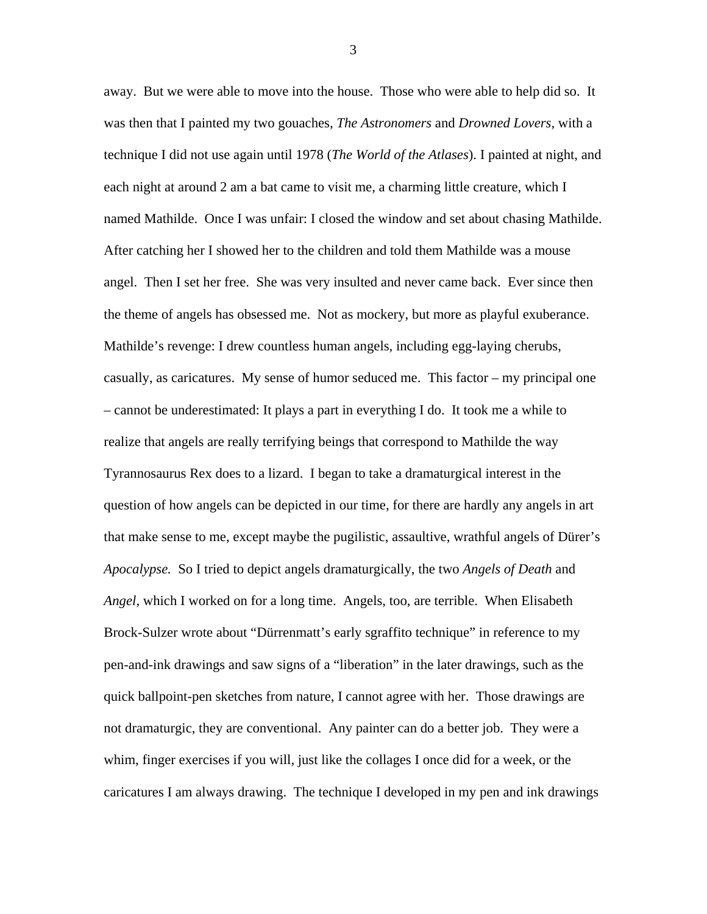away.  But we were able to move into the house.  Those who were able to help did so.  It was then that I painted my two gouaches, *The Astronomers* and *Drowned Lovers*, with a technique I did not use again until 1978 (*The World of the Atlases*). I painted at night, and each night at around 2 am a bat came to visit me, a charming little creature, which I named Mathilde.  Once I was unfair: I closed the window and set about chasing Mathilde. After catching her I showed her to the children and told them Mathilde was a mouse angel.  Then I set her free.  She was very insulted and never came back.  Ever since then the theme of angels has obsessed me.  Not as mockery, but more as playful exuberance. Mathilde's revenge: I drew countless human angels, including egg-laying cherubs, casually, as caricatures.  My sense of humor seduced me.  This factor – my principal one – cannot be underestimated: It plays a part in everything I do.  It took me a while to realize that angels are really terrifying beings that correspond to Mathilde the way Tyrannosaurus Rex does to a lizard.  I began to take a dramaturgical interest in the question of how angels can be depicted in our time, for there are hardly any angels in art that make sense to me, except maybe the pugilistic, assaultive, wrathful angels of Dürer's *Apocalypse.*  So I tried to depict angels dramaturgically, the two *Angels of Death* and *Angel*, which I worked on for a long time.  Angels, too, are terrible.  When Elisabeth Brock-Sulzer wrote about "Dürrenmatt's early sgraffito technique" in reference to my pen-and-ink drawings and saw signs of a "liberation" in the later drawings, such as the quick ballpoint-pen sketches from nature, I cannot agree with her.  Those drawings are not dramaturgic, they are conventional.  Any painter can do a better job.  They were a whim, finger exercises if you will, just like the collages I once did for a week, or the caricatures I am always drawing.  The technique I developed in my pen and ink drawings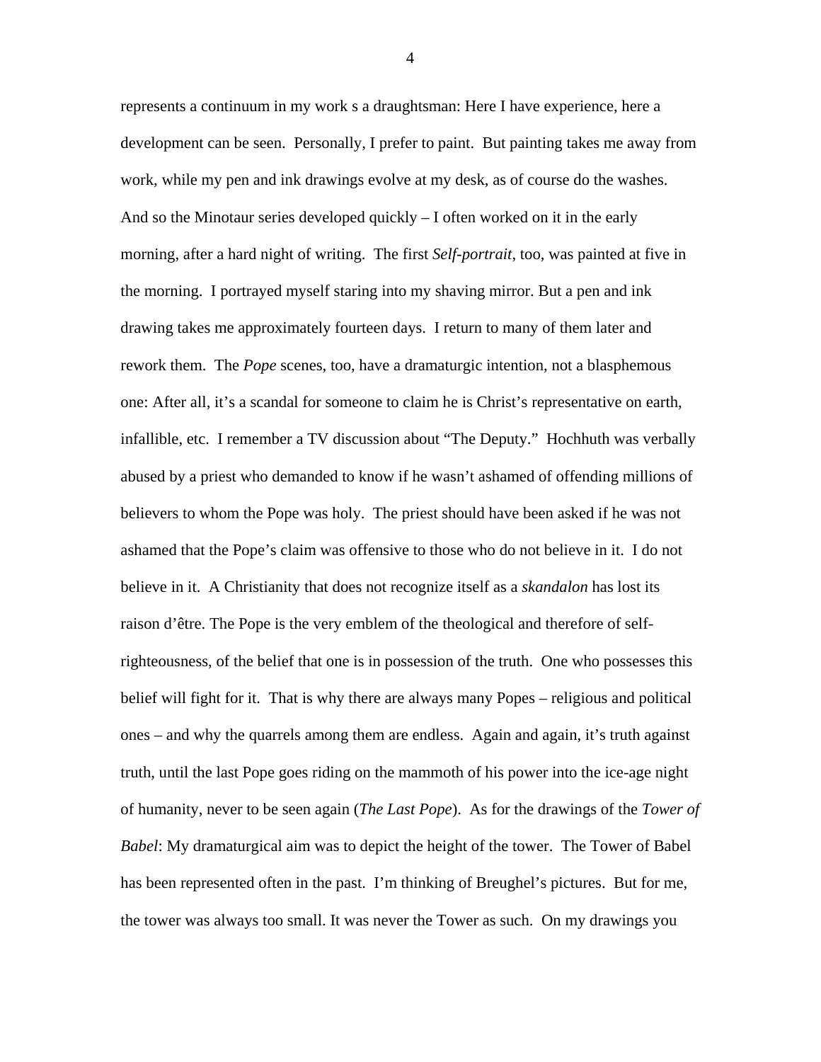represents a continuum in my work s a draughtsman: Here I have experience, here a development can be seen. Personally, I prefer to paint. But painting takes me away from work, while my pen and ink drawings evolve at my desk, as of course do the washes. And so the Minotaur series developed quickly – I often worked on it in the early morning, after a hard night of writing. The first *Self-portrait*, too, was painted at five in the morning. I portrayed myself staring into my shaving mirror. But a pen and ink drawing takes me approximately fourteen days. I return to many of them later and rework them. The *Pope* scenes, too, have a dramaturgic intention, not a blasphemous one: After all, it's a scandal for someone to claim he is Christ's representative on earth, infallible, etc. I remember a TV discussion about "The Deputy." Hochhuth was verbally abused by a priest who demanded to know if he wasn't ashamed of offending millions of believers to whom the Pope was holy. The priest should have been asked if he was not ashamed that the Pope's claim was offensive to those who do not believe in it. I do not believe in it. A Christianity that does not recognize itself as a *skandalon* has lost its raison d'être. The Pope is the very emblem of the theological and therefore of self-righteousness, of the belief that one is in possession of the truth. One who possesses this belief will fight for it. That is why there are always many Popes – religious and political ones – and why the quarrels among them are endless. Again and again, it's truth against truth, until the last Pope goes riding on the mammoth of his power into the ice-age night of humanity, never to be seen again (*The Last Pope*). As for the drawings of the *Tower of Babel*: My dramaturgical aim was to depict the height of the tower. The Tower of Babel has been represented often in the past. I'm thinking of Breughel's pictures. But for me, the tower was always too small. It was never the Tower as such. On my drawings you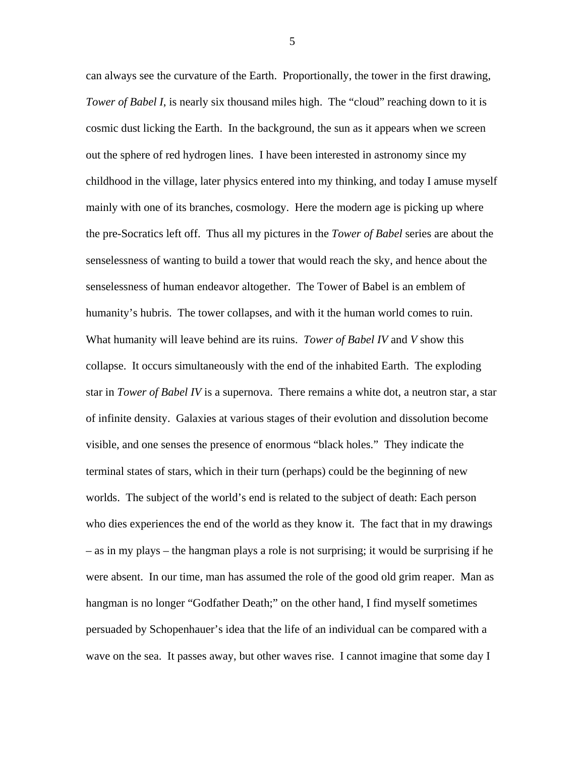can always see the curvature of the Earth. Proportionally, the tower in the first drawing, *Tower of Babel I*, is nearly six thousand miles high. The "cloud" reaching down to it is cosmic dust licking the Earth. In the background, the sun as it appears when we screen out the sphere of red hydrogen lines. I have been interested in astronomy since my childhood in the village, later physics entered into my thinking, and today I amuse myself mainly with one of its branches, cosmology. Here the modern age is picking up where the pre-Socratics left off. Thus all my pictures in the *Tower of Babel* series are about the senselessness of wanting to build a tower that would reach the sky, and hence about the senselessness of human endeavor altogether. The Tower of Babel is an emblem of humanity's hubris. The tower collapses, and with it the human world comes to ruin. What humanity will leave behind are its ruins. *Tower of Babel IV* and *V* show this collapse. It occurs simultaneously with the end of the inhabited Earth. The exploding star in *Tower of Babel IV* is a supernova. There remains a white dot, a neutron star, a star of infinite density. Galaxies at various stages of their evolution and dissolution become visible, and one senses the presence of enormous "black holes." They indicate the terminal states of stars, which in their turn (perhaps) could be the beginning of new worlds. The subject of the world's end is related to the subject of death: Each person who dies experiences the end of the world as they know it. The fact that in my drawings – as in my plays – the hangman plays a role is not surprising; it would be surprising if he were absent. In our time, man has assumed the role of the good old grim reaper. Man as hangman is no longer "Godfather Death;" on the other hand, I find myself sometimes persuaded by Schopenhauer's idea that the life of an individual can be compared with a wave on the sea. It passes away, but other waves rise. I cannot imagine that some day I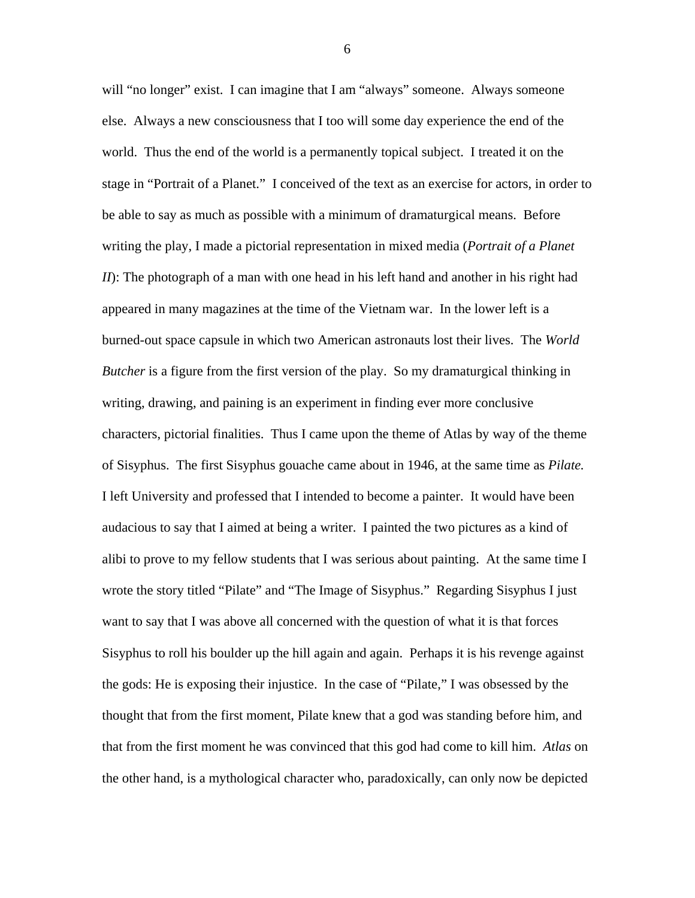will "no longer" exist. I can imagine that I am "always" someone. Always someone else. Always a new consciousness that I too will some day experience the end of the world. Thus the end of the world is a permanently topical subject. I treated it on the stage in "Portrait of a Planet." I conceived of the text as an exercise for actors, in order to be able to say as much as possible with a minimum of dramaturgical means. Before writing the play, I made a pictorial representation in mixed media (*Portrait of a Planet II*): The photograph of a man with one head in his left hand and another in his right had appeared in many magazines at the time of the Vietnam war. In the lower left is a burned-out space capsule in which two American astronauts lost their lives. The *World Butcher* is a figure from the first version of the play. So my dramaturgical thinking in writing, drawing, and paining is an experiment in finding ever more conclusive characters, pictorial finalities. Thus I came upon the theme of Atlas by way of the theme of Sisyphus. The first Sisyphus gouache came about in 1946, at the same time as *Pilate.* I left University and professed that I intended to become a painter. It would have been audacious to say that I aimed at being a writer. I painted the two pictures as a kind of alibi to prove to my fellow students that I was serious about painting. At the same time I wrote the story titled "Pilate" and "The Image of Sisyphus." Regarding Sisyphus I just want to say that I was above all concerned with the question of what it is that forces Sisyphus to roll his boulder up the hill again and again. Perhaps it is his revenge against the gods: He is exposing their injustice. In the case of "Pilate," I was obsessed by the thought that from the first moment, Pilate knew that a god was standing before him, and that from the first moment he was convinced that this god had come to kill him. *Atlas* on the other hand, is a mythological character who, paradoxically, can only now be depicted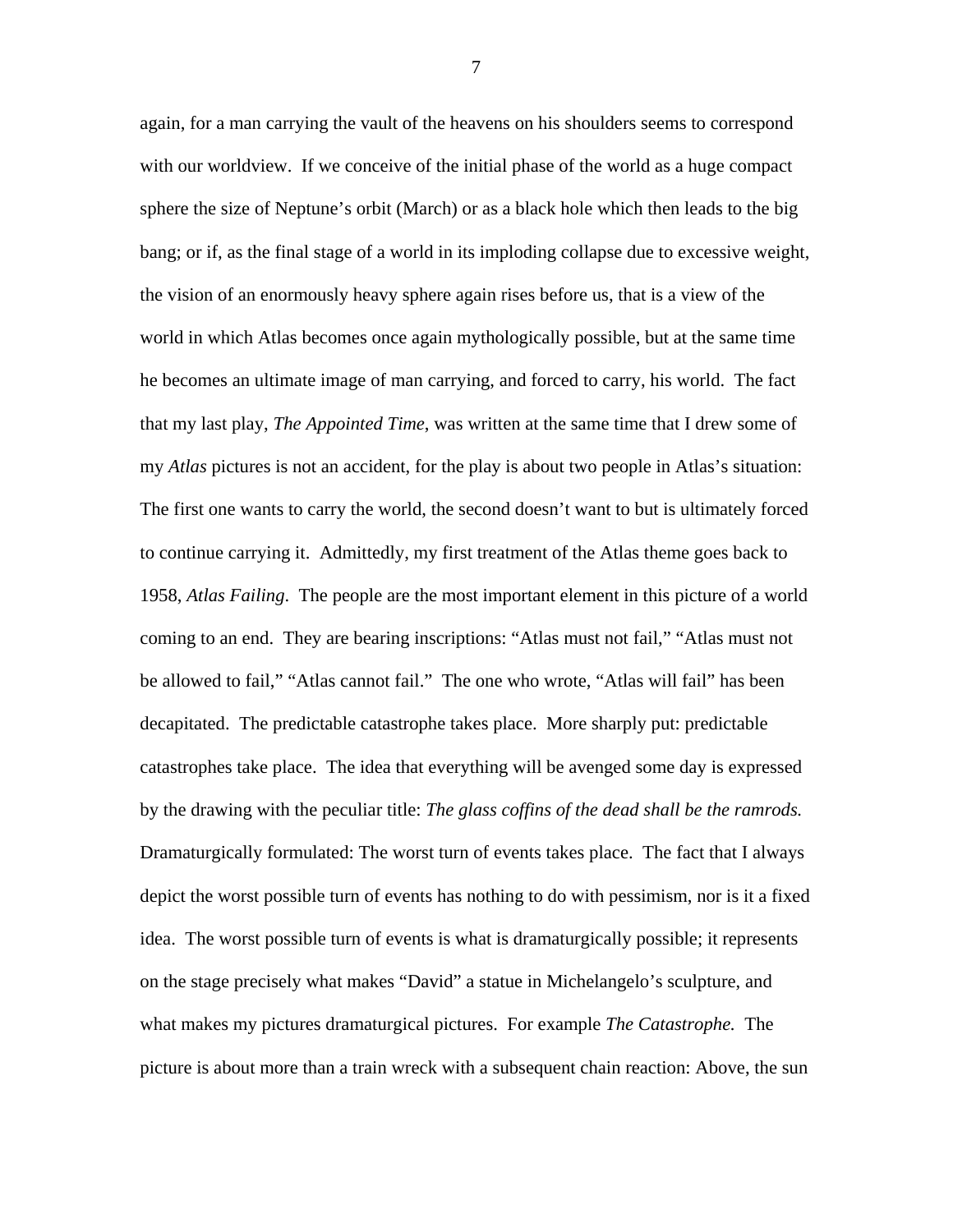again, for a man carrying the vault of the heavens on his shoulders seems to correspond with our worldview. If we conceive of the initial phase of the world as a huge compact sphere the size of Neptune's orbit (March) or as a black hole which then leads to the big bang; or if, as the final stage of a world in its imploding collapse due to excessive weight, the vision of an enormously heavy sphere again rises before us, that is a view of the world in which Atlas becomes once again mythologically possible, but at the same time he becomes an ultimate image of man carrying, and forced to carry, his world. The fact that my last play, *The Appointed Time*, was written at the same time that I drew some of my *Atlas* pictures is not an accident, for the play is about two people in Atlas's situation: The first one wants to carry the world, the second doesn't want to but is ultimately forced to continue carrying it. Admittedly, my first treatment of the Atlas theme goes back to 1958, *Atlas Failing*. The people are the most important element in this picture of a world coming to an end. They are bearing inscriptions: "Atlas must not fail," "Atlas must not be allowed to fail," "Atlas cannot fail." The one who wrote, "Atlas will fail" has been decapitated. The predictable catastrophe takes place. More sharply put: predictable catastrophes take place. The idea that everything will be avenged some day is expressed by the drawing with the peculiar title: *The glass coffins of the dead shall be the ramrods.* Dramaturgically formulated: The worst turn of events takes place. The fact that I always depict the worst possible turn of events has nothing to do with pessimism, nor is it a fixed idea. The worst possible turn of events is what is dramaturgically possible; it represents on the stage precisely what makes "David" a statue in Michelangelo's sculpture, and what makes my pictures dramaturgical pictures. For example *The Catastrophe.* The picture is about more than a train wreck with a subsequent chain reaction: Above, the sun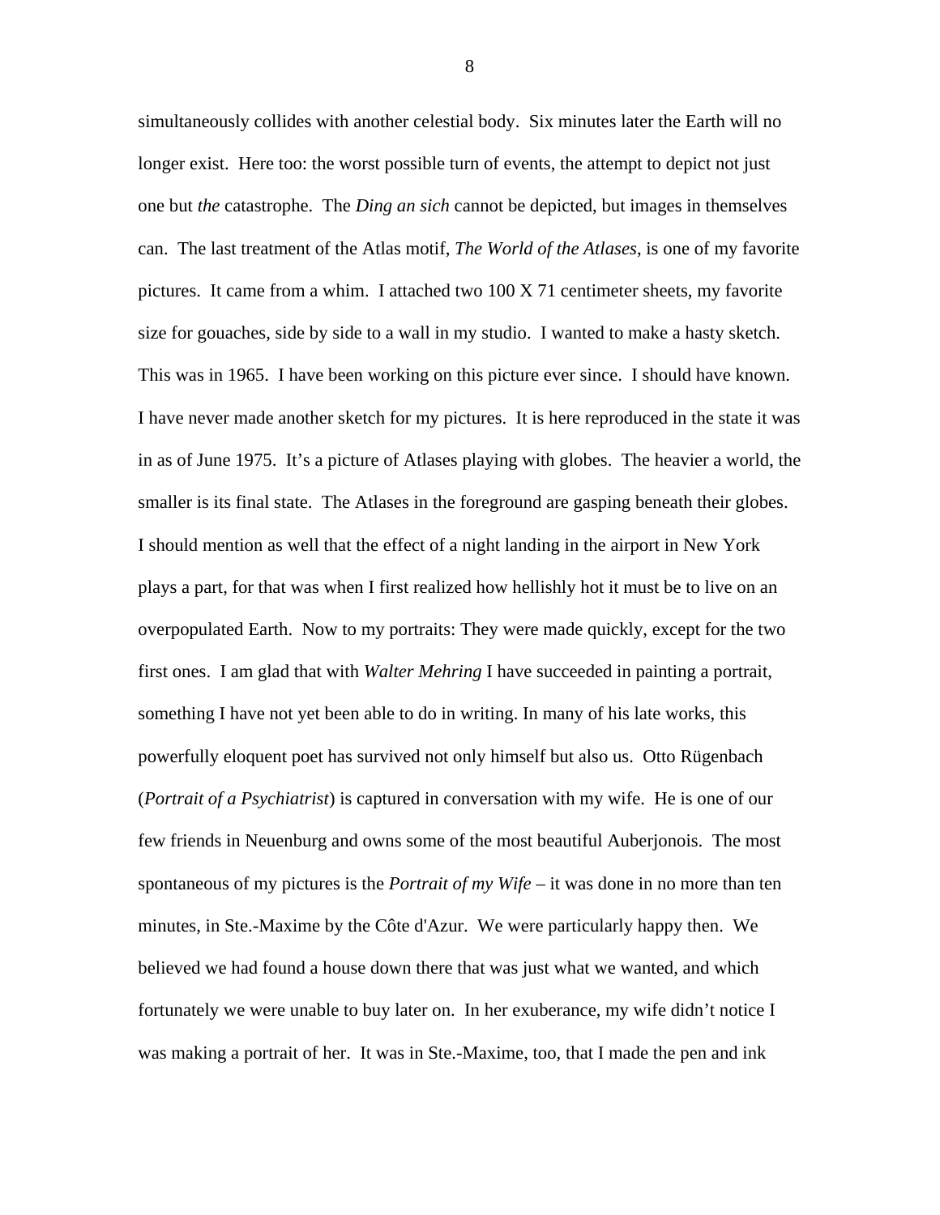simultaneously collides with another celestial body. Six minutes later the Earth will no longer exist. Here too: the worst possible turn of events, the attempt to depict not just one but *the* catastrophe. The *Ding an sich* cannot be depicted, but images in themselves can. The last treatment of the Atlas motif, *The World of the Atlases*, is one of my favorite pictures. It came from a whim. I attached two 100 X 71 centimeter sheets, my favorite size for gouaches, side by side to a wall in my studio. I wanted to make a hasty sketch. This was in 1965. I have been working on this picture ever since. I should have known. I have never made another sketch for my pictures. It is here reproduced in the state it was in as of June 1975. It's a picture of Atlases playing with globes. The heavier a world, the smaller is its final state. The Atlases in the foreground are gasping beneath their globes. I should mention as well that the effect of a night landing in the airport in New York plays a part, for that was when I first realized how hellishly hot it must be to live on an overpopulated Earth. Now to my portraits: They were made quickly, except for the two first ones. I am glad that with *Walter Mehring* I have succeeded in painting a portrait, something I have not yet been able to do in writing. In many of his late works, this powerfully eloquent poet has survived not only himself but also us. Otto Rügenbach (*Portrait of a Psychiatrist*) is captured in conversation with my wife. He is one of our few friends in Neuenburg and owns some of the most beautiful Auberjonois. The most spontaneous of my pictures is the *Portrait of my Wife* – it was done in no more than ten minutes, in Ste.-Maxime by the Côte d'Azur. We were particularly happy then. We believed we had found a house down there that was just what we wanted, and which fortunately we were unable to buy later on. In her exuberance, my wife didn't notice I was making a portrait of her. It was in Ste.-Maxime, too, that I made the pen and ink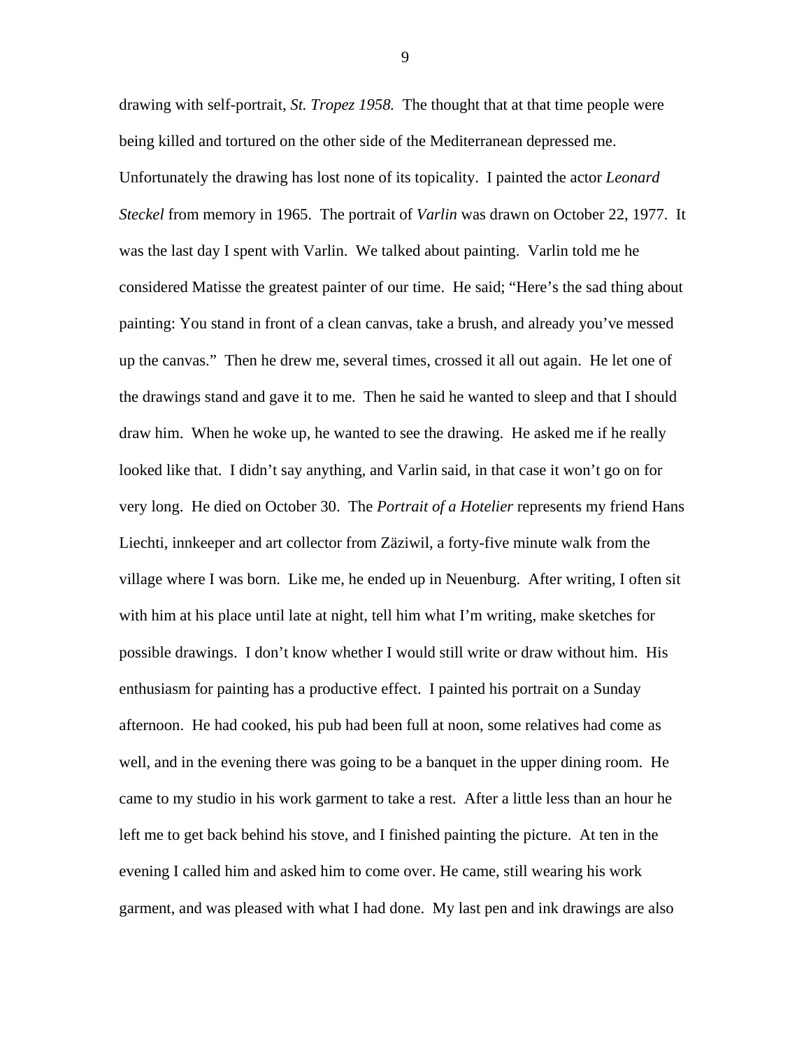drawing with self-portrait, *St. Tropez 1958.* The thought that at that time people were being killed and tortured on the other side of the Mediterranean depressed me. Unfortunately the drawing has lost none of its topicality. I painted the actor *Leonard Steckel* from memory in 1965. The portrait of *Varlin* was drawn on October 22, 1977. It was the last day I spent with Varlin. We talked about painting. Varlin told me he considered Matisse the greatest painter of our time. He said; "Here's the sad thing about painting: You stand in front of a clean canvas, take a brush, and already you've messed up the canvas." Then he drew me, several times, crossed it all out again. He let one of the drawings stand and gave it to me. Then he said he wanted to sleep and that I should draw him. When he woke up, he wanted to see the drawing. He asked me if he really looked like that. I didn't say anything, and Varlin said, in that case it won't go on for very long. He died on October 30. The *Portrait of a Hotelier* represents my friend Hans Liechti, innkeeper and art collector from Zäziwil, a forty-five minute walk from the village where I was born. Like me, he ended up in Neuenburg. After writing, I often sit with him at his place until late at night, tell him what I'm writing, make sketches for possible drawings. I don't know whether I would still write or draw without him. His enthusiasm for painting has a productive effect. I painted his portrait on a Sunday afternoon. He had cooked, his pub had been full at noon, some relatives had come as well, and in the evening there was going to be a banquet in the upper dining room. He came to my studio in his work garment to take a rest. After a little less than an hour he left me to get back behind his stove, and I finished painting the picture. At ten in the evening I called him and asked him to come over. He came, still wearing his work garment, and was pleased with what I had done. My last pen and ink drawings are also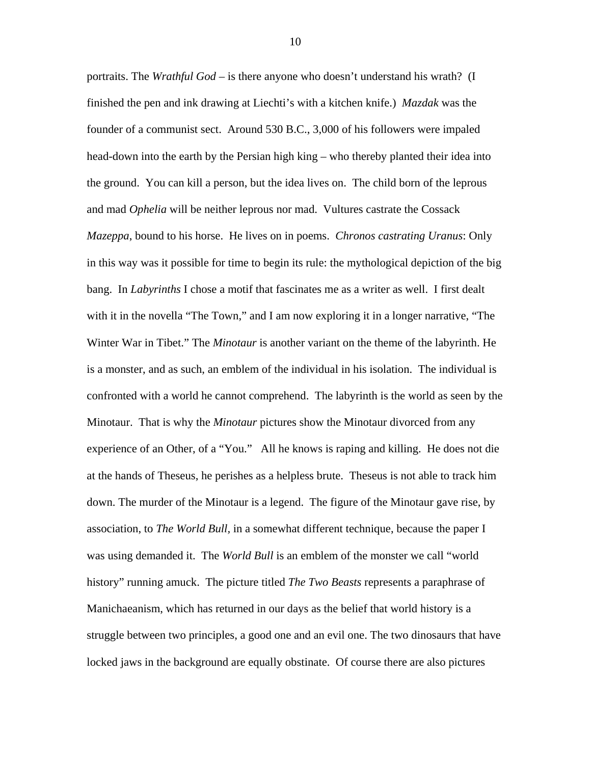portraits. The *Wrathful God* – is there anyone who doesn't understand his wrath? (I finished the pen and ink drawing at Liechti's with a kitchen knife.) *Mazdak* was the founder of a communist sect. Around 530 B.C., 3,000 of his followers were impaled head-down into the earth by the Persian high king – who thereby planted their idea into the ground. You can kill a person, but the idea lives on. The child born of the leprous and mad *Ophelia* will be neither leprous nor mad. Vultures castrate the Cossack *Mazeppa*, bound to his horse. He lives on in poems. *Chronos castrating Uranus*: Only in this way was it possible for time to begin its rule: the mythological depiction of the big bang. In *Labyrinths* I chose a motif that fascinates me as a writer as well. I first dealt with it in the novella "The Town," and I am now exploring it in a longer narrative, "The Winter War in Tibet." The *Minotaur* is another variant on the theme of the labyrinth. He is a monster, and as such, an emblem of the individual in his isolation. The individual is confronted with a world he cannot comprehend. The labyrinth is the world as seen by the Minotaur. That is why the *Minotaur* pictures show the Minotaur divorced from any experience of an Other, of a "You." All he knows is raping and killing. He does not die at the hands of Theseus, he perishes as a helpless brute. Theseus is not able to track him down. The murder of the Minotaur is a legend. The figure of the Minotaur gave rise, by association, to *The World Bull*, in a somewhat different technique, because the paper I was using demanded it. The *World Bull* is an emblem of the monster we call "world history" running amuck. The picture titled *The Two Beasts* represents a paraphrase of Manichaeanism, which has returned in our days as the belief that world history is a struggle between two principles, a good one and an evil one. The two dinosaurs that have locked jaws in the background are equally obstinate. Of course there are also pictures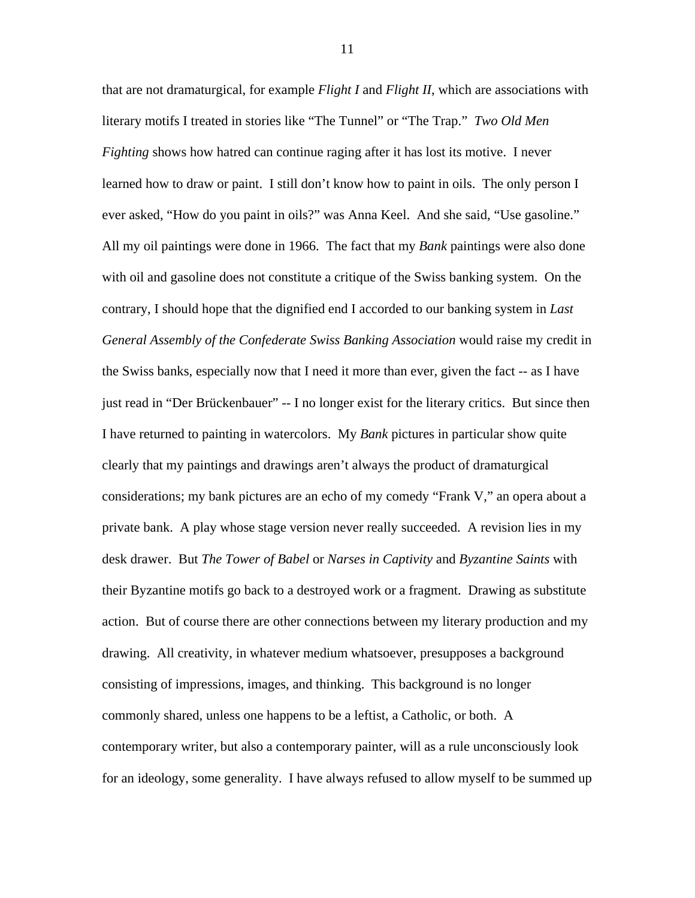that are not dramaturgical, for example *Flight I* and *Flight II*, which are associations with literary motifs I treated in stories like "The Tunnel" or "The Trap." *Two Old Men Fighting* shows how hatred can continue raging after it has lost its motive. I never learned how to draw or paint. I still don't know how to paint in oils. The only person I ever asked, "How do you paint in oils?" was Anna Keel. And she said, "Use gasoline." All my oil paintings were done in 1966. The fact that my *Bank* paintings were also done with oil and gasoline does not constitute a critique of the Swiss banking system. On the contrary, I should hope that the dignified end I accorded to our banking system in *Last General Assembly of the Confederate Swiss Banking Association* would raise my credit in the Swiss banks, especially now that I need it more than ever, given the fact -- as I have just read in "Der Brückenbauer" -- I no longer exist for the literary critics. But since then I have returned to painting in watercolors. My *Bank* pictures in particular show quite clearly that my paintings and drawings aren't always the product of dramaturgical considerations; my bank pictures are an echo of my comedy "Frank V," an opera about a private bank. A play whose stage version never really succeeded. A revision lies in my desk drawer. But *The Tower of Babel* or *Narses in Captivity* and *Byzantine Saints* with their Byzantine motifs go back to a destroyed work or a fragment. Drawing as substitute action. But of course there are other connections between my literary production and my drawing. All creativity, in whatever medium whatsoever, presupposes a background consisting of impressions, images, and thinking. This background is no longer commonly shared, unless one happens to be a leftist, a Catholic, or both. A contemporary writer, but also a contemporary painter, will as a rule unconsciously look for an ideology, some generality. I have always refused to allow myself to be summed up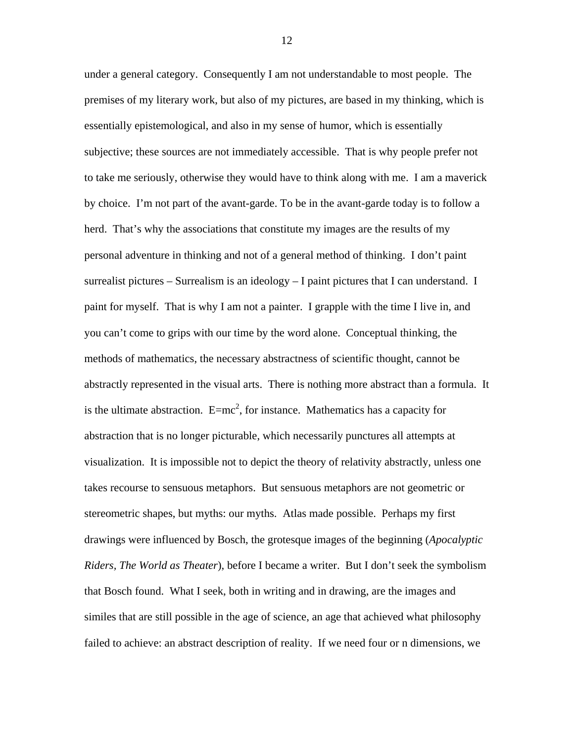under a general category. Consequently I am not understandable to most people. The premises of my literary work, but also of my pictures, are based in my thinking, which is essentially epistemological, and also in my sense of humor, which is essentially subjective; these sources are not immediately accessible. That is why people prefer not to take me seriously, otherwise they would have to think along with me. I am a maverick by choice. I'm not part of the avant-garde. To be in the avant-garde today is to follow a herd. That's why the associations that constitute my images are the results of my personal adventure in thinking and not of a general method of thinking. I don't paint surrealist pictures – Surrealism is an ideology – I paint pictures that I can understand. I paint for myself. That is why I am not a painter. I grapple with the time I live in, and you can't come to grips with our time by the word alone. Conceptual thinking, the methods of mathematics, the necessary abstractness of scientific thought, cannot be abstractly represented in the visual arts. There is nothing more abstract than a formula. It is the ultimate abstraction. $E=mc^2$, for instance. Mathematics has a capacity for abstraction that is no longer picturable, which necessarily punctures all attempts at visualization. It is impossible not to depict the theory of relativity abstractly, unless one takes recourse to sensuous metaphors. But sensuous metaphors are not geometric or stereometric shapes, but myths: our myths. Atlas made possible. Perhaps my first drawings were influenced by Bosch, the grotesque images of the beginning (*Apocalyptic Riders, The World as Theater*), before I became a writer. But I don't seek the symbolism that Bosch found. What I seek, both in writing and in drawing, are the images and similes that are still possible in the age of science, an age that achieved what philosophy failed to achieve: an abstract description of reality. If we need four or n dimensions, we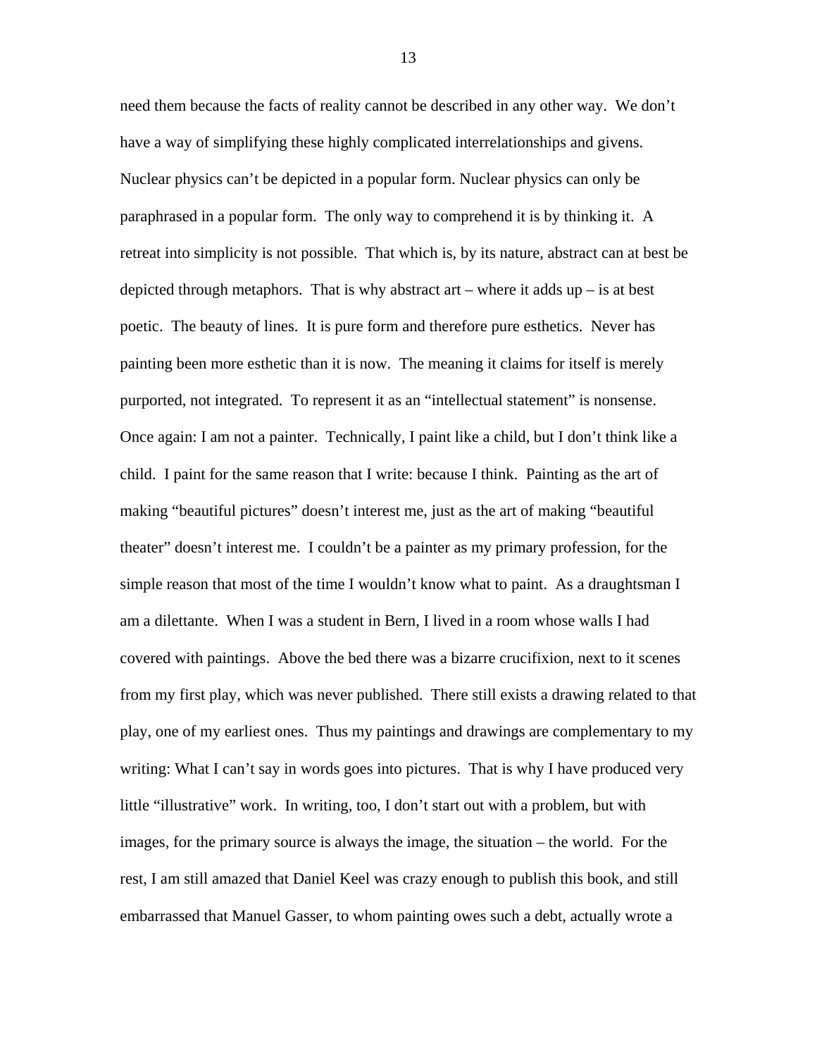need them because the facts of reality cannot be described in any other way. We don't have a way of simplifying these highly complicated interrelationships and givens. Nuclear physics can't be depicted in a popular form. Nuclear physics can only be paraphrased in a popular form. The only way to comprehend it is by thinking it. A retreat into simplicity is not possible. That which is, by its nature, abstract can at best be depicted through metaphors. That is why abstract art – where it adds up – is at best poetic. The beauty of lines. It is pure form and therefore pure esthetics. Never has painting been more esthetic than it is now. The meaning it claims for itself is merely purported, not integrated. To represent it as an "intellectual statement" is nonsense. Once again: I am not a painter. Technically, I paint like a child, but I don't think like a child. I paint for the same reason that I write: because I think. Painting as the art of making "beautiful pictures" doesn't interest me, just as the art of making "beautiful theater" doesn't interest me. I couldn't be a painter as my primary profession, for the simple reason that most of the time I wouldn't know what to paint. As a draughtsman I am a dilettante. When I was a student in Bern, I lived in a room whose walls I had covered with paintings. Above the bed there was a bizarre crucifixion, next to it scenes from my first play, which was never published. There still exists a drawing related to that play, one of my earliest ones. Thus my paintings and drawings are complementary to my writing: What I can't say in words goes into pictures. That is why I have produced very little "illustrative" work. In writing, too, I don't start out with a problem, but with images, for the primary source is always the image, the situation – the world. For the rest, I am still amazed that Daniel Keel was crazy enough to publish this book, and still embarrassed that Manuel Gasser, to whom painting owes such a debt, actually wrote a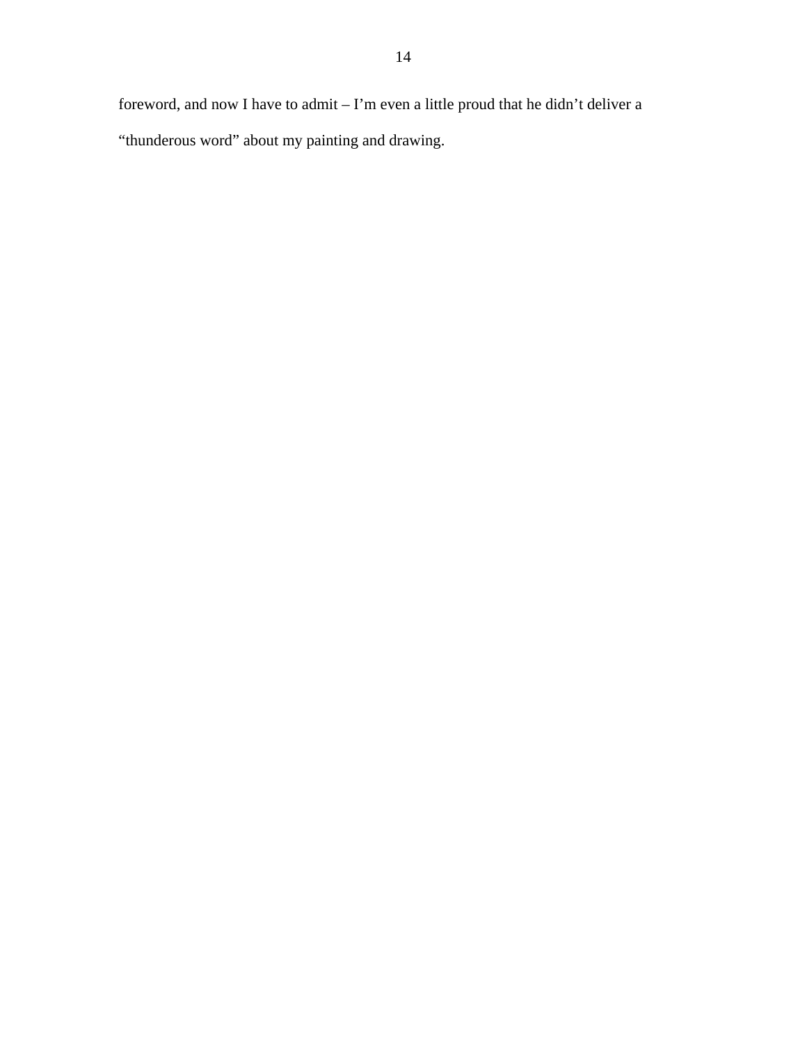foreword, and now I have to admit – I'm even a little proud that he didn't deliver a "thunderous word" about my painting and drawing.